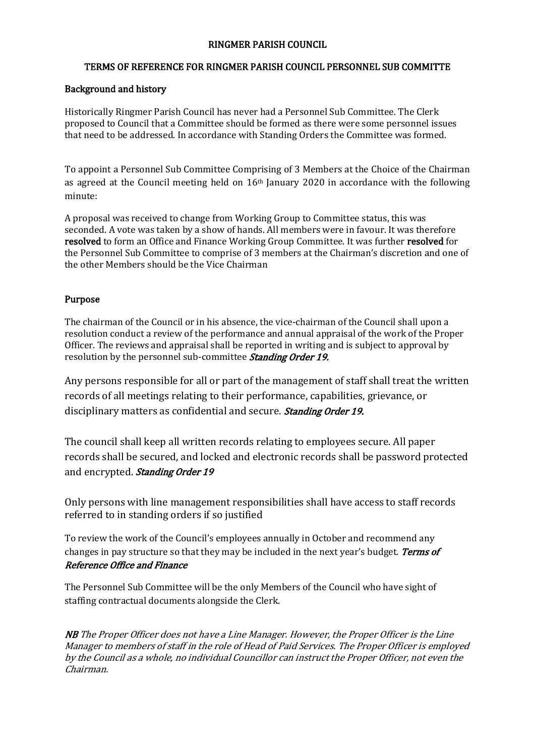# RINGMER PARISH COUNCIL

## TERMS OF REFERENCE FOR RINGMER PARISH COUNCIL PERSONNEL SUB COMMITTE

### Background and history

Historically Ringmer Parish Council has never had a Personnel Sub Committee. The Clerk proposed to Council that a Committee should be formed as there were some personnel issues that need to be addressed. In accordance with Standing Orders the Committee was formed.

To appoint a Personnel Sub Committee Comprising of 3 Members at the Choice of the Chairman as agreed at the Council meeting held on 16th January 2020 in accordance with the following minute:

A proposal was received to change from Working Group to Committee status, this was seconded. A vote was taken by a show of hands. All members were in favour. It was therefore **resolved** to form an Office and Finance Working Group Committee. It was further **resolved** for the Personnel Sub Committee to comprise of 3 members at the Chairman's discretion and one of the other Members should be the Vice Chairman

### Purpose

The chairman of the Council or in his absence, the vice-chairman of the Council shall upon a resolution conduct a review of the performance and annual appraisal of the work of the Proper Officer. The reviews and appraisal shall be reported in writing and is subject to approval by resolution by the personnel sub-committee ***Standing Order 19.***

Any persons responsible for all or part of the management of staff shall treat the written records of all meetings relating to their performance, capabilities, grievance, or disciplinary matters as confidential and secure. ***Standing Order 19.***

The council shall keep all written records relating to employees secure. All paper records shall be secured, and locked and electronic records shall be password protected and encrypted. ***Standing Order 19***

Only persons with line management responsibilities shall have access to staff records referred to in standing orders if so justified

To review the work of the Council's employees annually in October and recommend any changes in pay structure so that they may be included in the next year's budget. ***Terms of Reference Office and Finance***

The Personnel Sub Committee will be the only Members of the Council who have sight of staffing contractual documents alongside the Clerk.

***NB*** *The Proper Officer does not have a Line Manager. However, the Proper Officer is the Line Manager to members of staff in the role of Head of Paid Services. The Proper Officer is employed by the Council as a whole, no individual Councillor can instruct the Proper Officer, not even the Chairman.*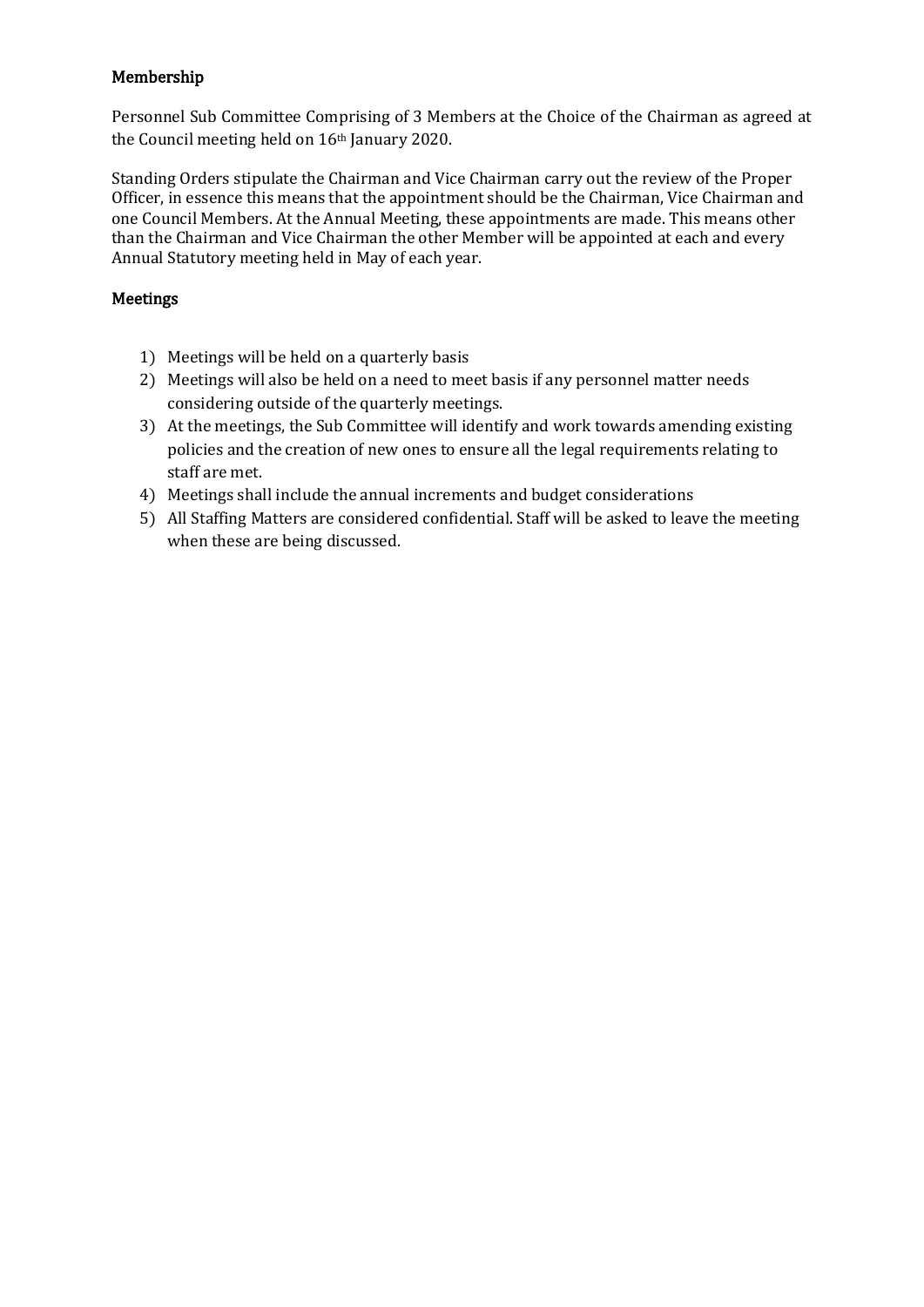## Membership

Personnel Sub Committee Comprising of 3 Members at the Choice of the Chairman as agreed at the Council meeting held on 16th January 2020.

Standing Orders stipulate the Chairman and Vice Chairman carry out the review of the Proper Officer, in essence this means that the appointment should be the Chairman, Vice Chairman and one Council Members. At the Annual Meeting, these appointments are made. This means other than the Chairman and Vice Chairman the other Member will be appointed at each and every Annual Statutory meeting held in May of each year.

## Meetings

1) Meetings will be held on a quarterly basis
2) Meetings will also be held on a need to meet basis if any personnel matter needs considering outside of the quarterly meetings.
3) At the meetings, the Sub Committee will identify and work towards amending existing policies and the creation of new ones to ensure all the legal requirements relating to staff are met.
4) Meetings shall include the annual increments and budget considerations
5) All Staffing Matters are considered confidential. Staff will be asked to leave the meeting when these are being discussed.